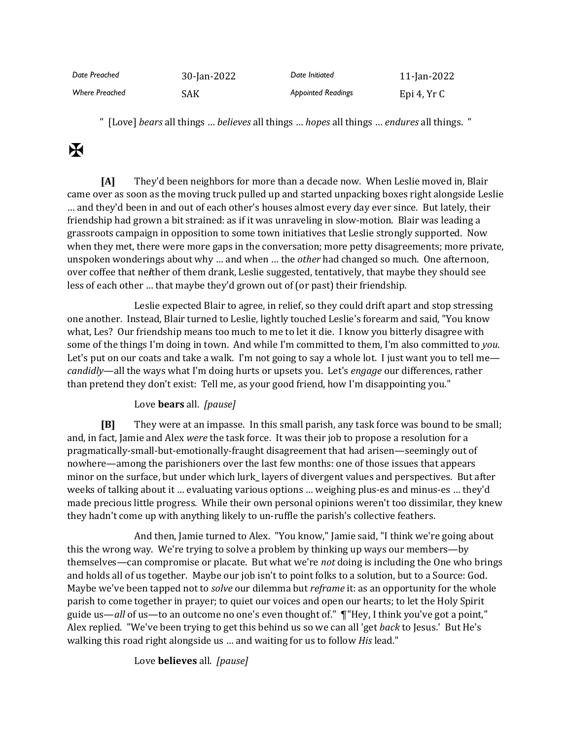| Date Preached | 30-Jan-2022 | Date Initiated | 11-Jan-2022 |
| --- | --- | --- | --- |
| Where Preached | SAK | Appointed Readings | Epi 4, Yr C |

" [Love] *bears* all things … *believes* all things … *hopes* all things … *endures* all things. "

✠

**[A]** They'd been neighbors for more than a decade now. When Leslie moved in, Blair came over as soon as the moving truck pulled up and started unpacking boxes right alongside Leslie … and they'd been in and out of each other's houses almost every day ever since. But lately, their friendship had grown a bit strained: as if it was unraveling in slow-motion. Blair was leading a grassroots campaign in opposition to some town initiatives that Leslie strongly supported. Now when they met, there were more gaps in the conversation; more petty disagreements; more private, unspoken wonderings about why … and when … the *other* had changed so much. One afternoon, over coffee that ne***i***ther of them drank, Leslie suggested, tentatively, that maybe they should see less of each other … that maybe they'd grown out of (or past) their friendship.

Leslie expected Blair to agree, in relief, so they could drift apart and stop stressing one another. Instead, Blair turned to Leslie, lightly touched Leslie's forearm and said, "You know what, Les? Our friendship means too much to me to let it die. I know you bitterly disagree with some of the things I'm doing in town. And while I'm committed to them, I'm also committed to *you*. Let's put on our coats and take a walk. I'm not going to say a whole lot. I just want you to tell me—*candidly*—all the ways what I'm doing hurts or upsets you. Let's *engage* our differences, rather than pretend they don't exist: Tell me, as your good friend, how I'm disappointing you."

Love **bears** all. *[pause]*

**[B]** They were at an impasse. In this small parish, any task force was bound to be small; and, in fact, Jamie and Alex *were* the task force. It was their job to propose a resolution for a pragmatically-small-but-emotionally-fraught disagreement that had arisen—seemingly out of nowhere—among the parishioners over the last few months: one of those issues that appears minor on the surface, but under which lurk_ layers of divergent values and perspectives. But after weeks of talking about it … evaluating various options … weighing plus-es and minus-es … they'd made precious little progress. While their own personal opinions weren't too dissimilar, they knew they hadn't come up with anything likely to un-ruffle the parish's collective feathers.

And then, Jamie turned to Alex. "You know," Jamie said, "I think we're going about this the wrong way. We're trying to solve a problem by thinking up ways our members—by themselves—can compromise or placate. But what we're *not* doing is including the One who brings and holds all of us together. Maybe our job isn't to point folks to a solution, but to a Source: God. Maybe we've been tapped not to *solve* our dilemma but *reframe* it: as an opportunity for the whole parish to come together in prayer; to quiet our voices and open our hearts; to let the Holy Spirit guide us—*all* of us—to an outcome no one's even thought of." ¶"Hey, I think you've got a point," Alex replied. "We've been trying to get this behind us so we can all 'get *back* to Jesus.' But He's walking this road right alongside us … and waiting for us to follow *His* lead."

Love **believes** all. *[pause]*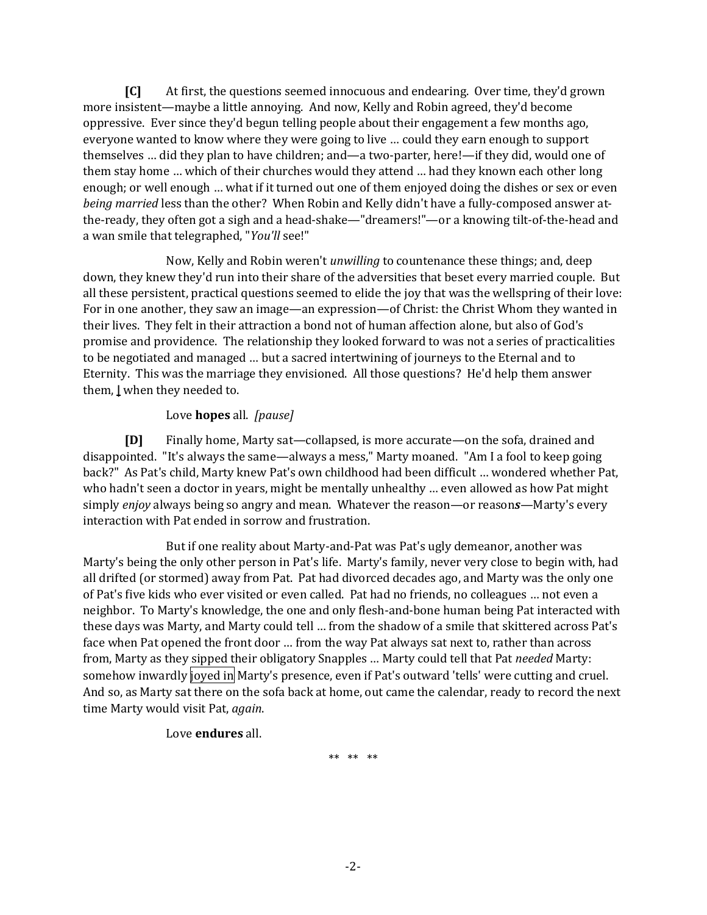**[C]** At first, the questions seemed innocuous and endearing. Over time, they'd grown more insistent—maybe a little annoying. And now, Kelly and Robin agreed, they'd become oppressive. Ever since they'd begun telling people about their engagement a few months ago, everyone wanted to know where they were going to live … could they earn enough to support themselves … did they plan to have children; and—a two-parter, here!—if they did, would one of them stay home … which of their churches would they attend … had they known each other long enough; or well enough … what if it turned out one of them enjoyed doing the dishes or sex or even *being married* less than the other? When Robin and Kelly didn't have a fully-composed answer at-the-ready, they often got a sigh and a head-shake—"dreamers!"—or a knowing tilt-of-the-head and a wan smile that telegraphed, "*You'll* see!"

Now, Kelly and Robin weren't *unwilling* to countenance these things; and, deep down, they knew they'd run into their share of the adversities that beset every married couple. But all these persistent, practical questions seemed to elide the joy that was the wellspring of their love: For in one another, they saw an image—an expression—of Christ: the Christ Whom they wanted in their lives. They felt in their attraction a bond not of human affection alone, but also of God's promise and providence. The relationship they looked forward to was not a series of practicalities to be negotiated and managed … but a sacred intertwining of journeys to the Eternal and to Eternity. This was the marriage they envisioned. All those questions? He'd help them answer them, ↓ when they needed to.

Love **hopes** all. *[pause]*

**[D]** Finally home, Marty sat—collapsed, is more accurate—on the sofa, drained and disappointed. "It's always the same—always a mess," Marty moaned. "Am I a fool to keep going back?" As Pat's child, Marty knew Pat's own childhood had been difficult … wondered whether Pat, who hadn't seen a doctor in years, might be mentally unhealthy … even allowed as how Pat might simply *enjoy* always being so angry and mean. Whatever the reason—or reason***s***—Marty's every interaction with Pat ended in sorrow and frustration.

But if one reality about Marty-and-Pat was Pat's ugly demeanor, another was Marty's being the only other person in Pat's life. Marty's family, never very close to begin with, had all drifted (or stormed) away from Pat. Pat had divorced decades ago, and Marty was the only one of Pat's five kids who ever visited or even called. Pat had no friends, no colleagues … not even a neighbor. To Marty's knowledge, the one and only flesh-and-bone human being Pat interacted with these days was Marty, and Marty could tell … from the shadow of a smile that skittered across Pat's face when Pat opened the front door … from the way Pat always sat next to, rather than across from, Marty as they sipped their obligatory Snapples … Marty could tell that Pat *needed* Marty: somehow inwardly joyed in Marty's presence, even if Pat's outward 'tells' were cutting and cruel. And so, as Marty sat there on the sofa back at home, out came the calendar, ready to record the next time Marty would visit Pat, *again*.

Love **endures** all.

** ** **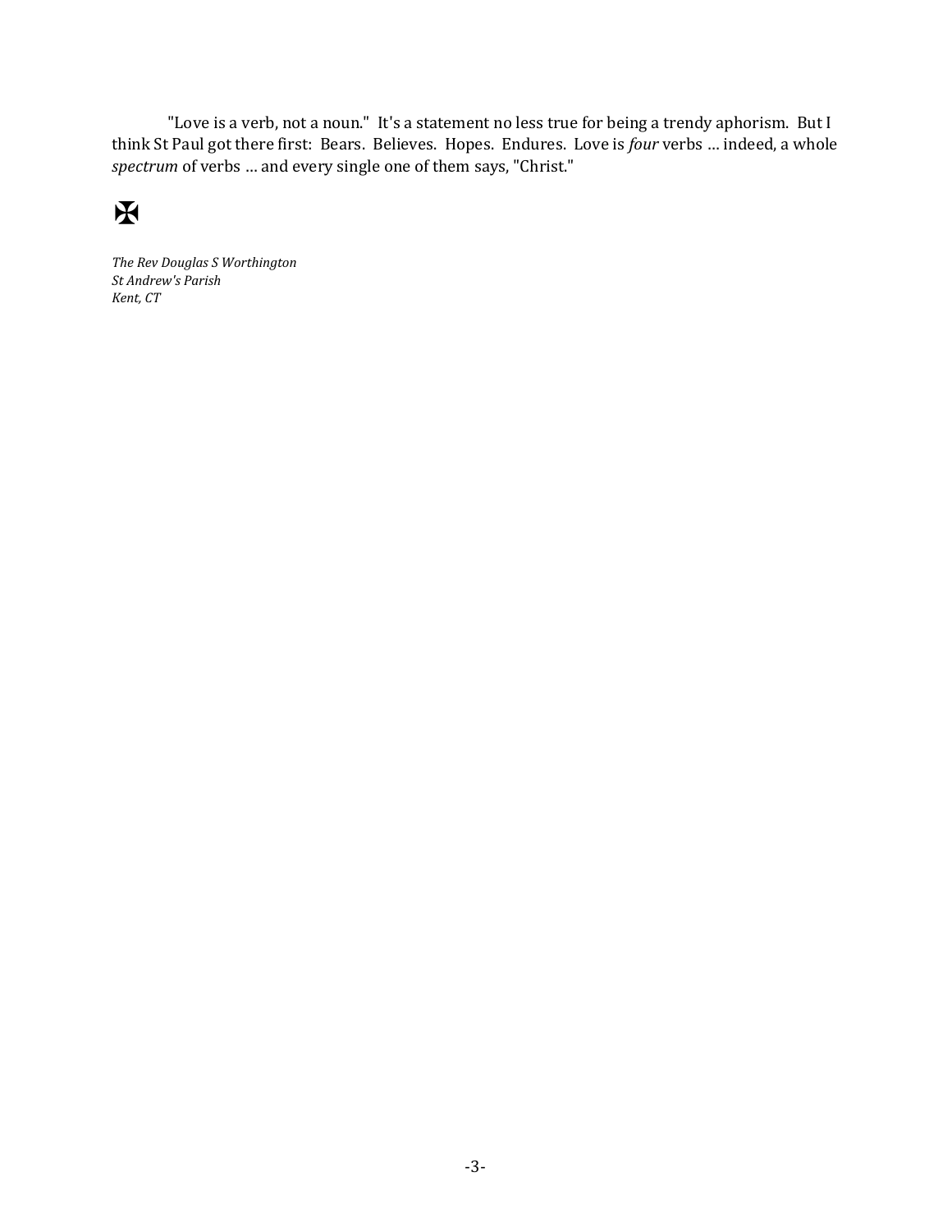"Love is a verb, not a noun." It's a statement no less true for being a trendy aphorism. But I think St Paul got there first: Bears. Believes. Hopes. Endures. Love is *four* verbs … indeed, a whole *spectrum* of verbs … and every single one of them says, "Christ."

✠

*The Rev Douglas S Worthington*
*St Andrew's Parish*
*Kent, CT*